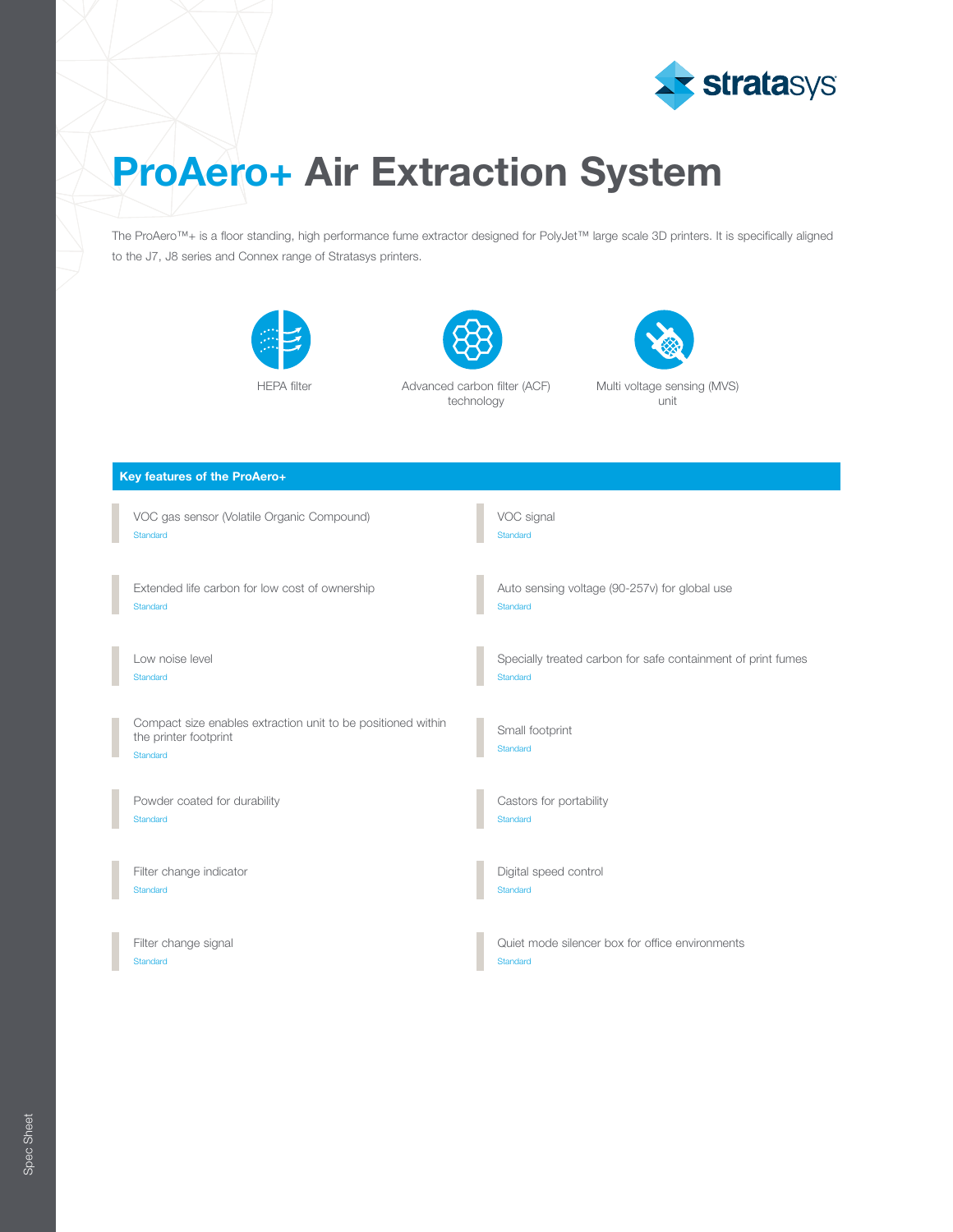# ProAero+ Air Extraction System

The ProAero™+ is a floor standing, high performance fume extractor designed for PolyJet™ large scale 3D printers. It is specifically aligned to the J7, J8 series and Connex range of Stratasys printers.

HEPA filter

Advanced carbon filter (ACF) technology

Multi voltage sensing (MVS) unit

## Key features of the ProAero+

VOC gas sensor (Volatile Organic Compound)
Standard

VOC signal
Standard

Extended life carbon for low cost of ownership
Standard

Auto sensing voltage (90-257v) for global use
Standard

Low noise level
Standard

Specially treated carbon for safe containment of print fumes
Standard

Compact size enables extraction unit to be positioned within the printer footprint
Standard

Small footprint
Standard

Powder coated for durability
Standard

Castors for portability
Standard

Filter change indicator
Standard

Digital speed control
Standard

Filter change signal
Standard

Quiet mode silencer box for office environments
Standard

Spec Sheet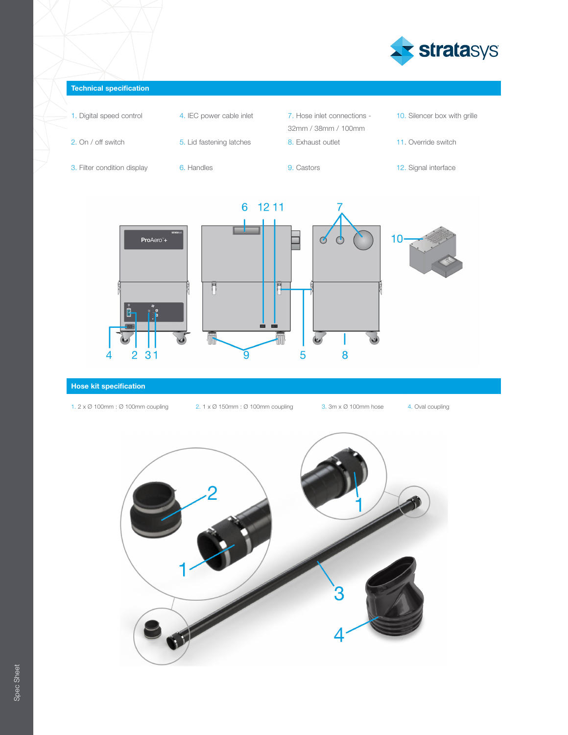## Technical specification

1. Digital speed control
2. On / off switch
3. Filter condition display
4. IEC power cable inlet
5. Lid fastening latches
6. Handles
7. Hose inlet connections - 32mm / 38mm / 100mm
8. Exhaust outlet
9. Castors
10. Silencer box with grille
11. Override switch
12. Signal interface

## Hose kit specification

1. 2 x Ø 100mm : Ø 100mm coupling
2. 1 x Ø 150mm : Ø 100mm coupling
3. 3m x Ø 100mm hose
4. Oval coupling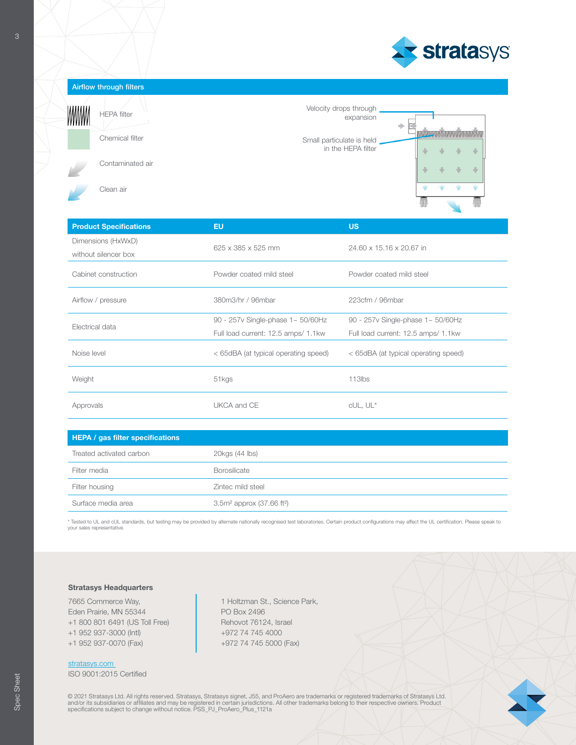## Airflow through filters

HEPA filter

Chemical filter

Contaminated air

Clean air

Velocity drops through expansion

Small particulate is held in the HEPA filter

| Product Specifications | EU | US |
| --- | --- | --- |
| Dimensions (HxWxD) without silencer box | 625 x 385 x 525 mm | 24.60 x 15.16 x 20.67 in |
| Cabinet construction | Powder coated mild steel | Powder coated mild steel |
| Airflow / pressure | 380m3/hr / 96mbar | 223cfm / 96mbar |
| Electrical data | 90 - 257v Single-phase 1~ 50/60Hz<br>Full load current: 12.5 amps/ 1.1kw | 90 - 257v Single-phase 1~ 50/60Hz<br>Full load current: 12.5 amps/ 1.1kw |
| Noise level | < 65dBA (at typical operating speed) | < 65dBA (at typical operating speed) |
| Weight | 51kgs | 113lbs |
| Approvals | UKCA and CE | cUL, UL* |

| HEPA / gas filter specifications | |
| --- | --- |
| Treated activated carbon | 20kgs (44 lbs) |
| Filter media | Borosilicate |
| Filter housing | Zintec mild steel |
| Surface media area | 3.5m² approx (37.66 ft²) |

* Tested to UL and cUL standards, but testing may be provided by alternate nationally recognised test laboratories. Certain product configurations may affect the UL certification. Please speak to your sales representative.

**Stratasys Headquarters**

7665 Commerce Way,
Eden Prairie, MN 55344
+1 800 801 6491 (US Toll Free)
+1 952 937-3000 (Intl)
+1 952 937-0070 (Fax)

1 Holtzman St., Science Park,
PO Box 2496
Rehovot 76124, Israel
+972 74 745 4000
+972 74 745 5000 (Fax)

stratasys.com
ISO 9001:2015 Certified

© 2021 Stratasys Ltd. All rights reserved. Stratasys, Stratasys signet, J55, and ProAero are trademarks or registered trademarks of Stratasys Ltd. and/or its subsidiaries or affiliates and may be registered in certain jurisdictions. All other trademarks belong to their respective owners. Product specifications subject to change without notice. PSS_PJ_ProAero_Plus_1121a